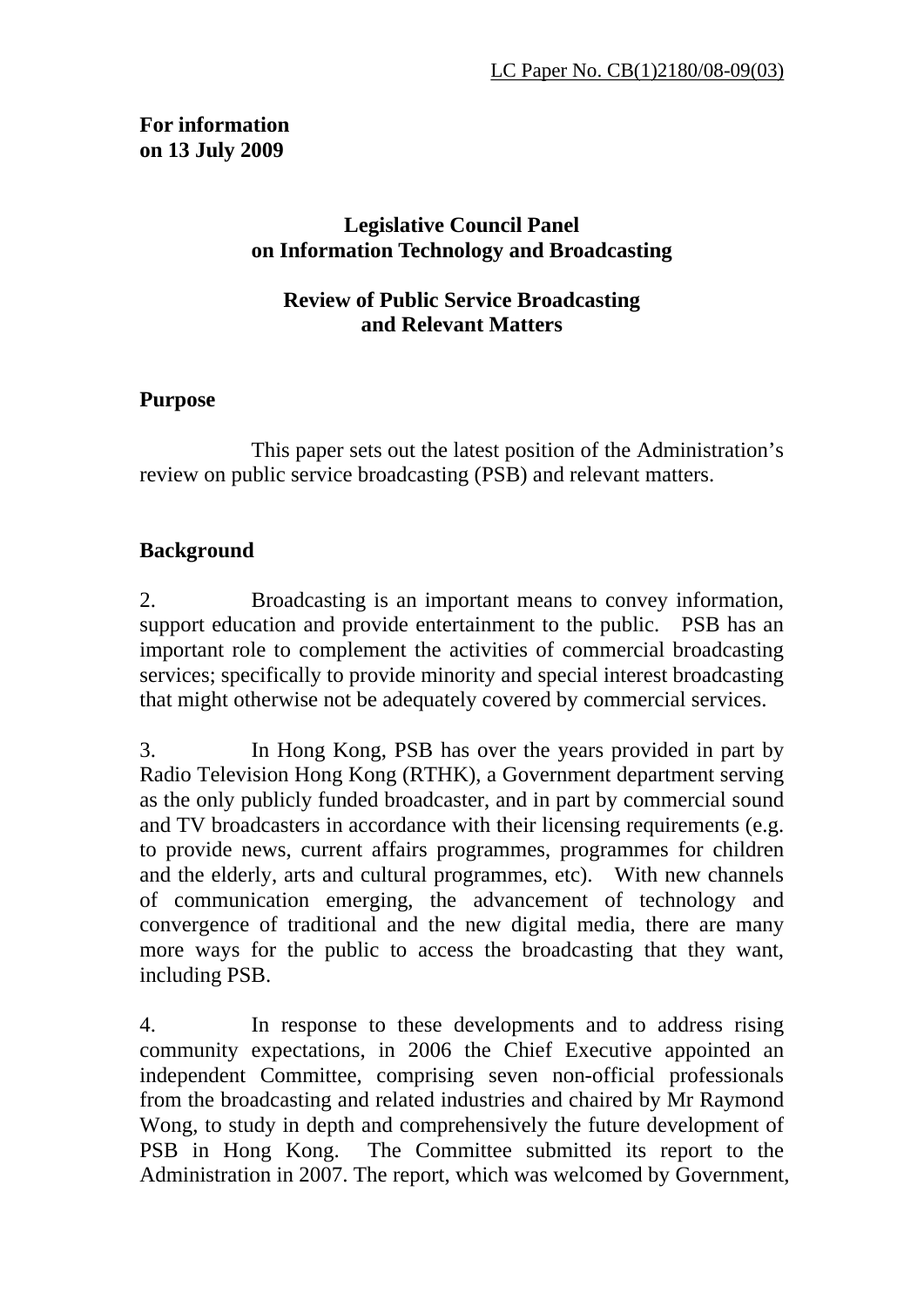LC Paper No. CB(1)2180/08-09(03)

**For information**
**on 13 July 2009**

**Legislative Council Panel**
**on Information Technology and Broadcasting**

**Review of Public Service Broadcasting**
**and Relevant Matters**

## Purpose

This paper sets out the latest position of the Administration's review on public service broadcasting (PSB) and relevant matters.

## Background

2. Broadcasting is an important means to convey information, support education and provide entertainment to the public. PSB has an important role to complement the activities of commercial broadcasting services; specifically to provide minority and special interest broadcasting that might otherwise not be adequately covered by commercial services.

3. In Hong Kong, PSB has over the years provided in part by Radio Television Hong Kong (RTHK), a Government department serving as the only publicly funded broadcaster, and in part by commercial sound and TV broadcasters in accordance with their licensing requirements (e.g. to provide news, current affairs programmes, programmes for children and the elderly, arts and cultural programmes, etc). With new channels of communication emerging, the advancement of technology and convergence of traditional and the new digital media, there are many more ways for the public to access the broadcasting that they want, including PSB.

4. In response to these developments and to address rising community expectations, in 2006 the Chief Executive appointed an independent Committee, comprising seven non-official professionals from the broadcasting and related industries and chaired by Mr Raymond Wong, to study in depth and comprehensively the future development of PSB in Hong Kong. The Committee submitted its report to the Administration in 2007. The report, which was welcomed by Government,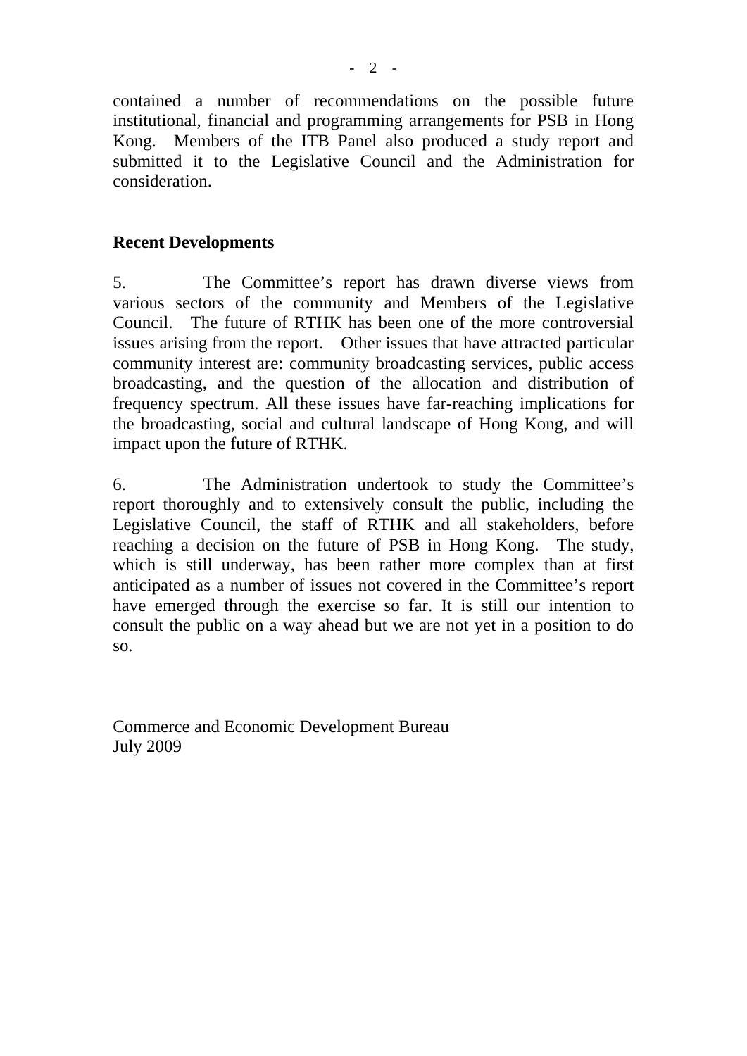contained a number of recommendations on the possible future institutional, financial and programming arrangements for PSB in Hong Kong. Members of the ITB Panel also produced a study report and submitted it to the Legislative Council and the Administration for consideration.

**Recent Developments**

5. The Committee's report has drawn diverse views from various sectors of the community and Members of the Legislative Council. The future of RTHK has been one of the more controversial issues arising from the report. Other issues that have attracted particular community interest are: community broadcasting services, public access broadcasting, and the question of the allocation and distribution of frequency spectrum. All these issues have far-reaching implications for the broadcasting, social and cultural landscape of Hong Kong, and will impact upon the future of RTHK.

6. The Administration undertook to study the Committee's report thoroughly and to extensively consult the public, including the Legislative Council, the staff of RTHK and all stakeholders, before reaching a decision on the future of PSB in Hong Kong. The study, which is still underway, has been rather more complex than at first anticipated as a number of issues not covered in the Committee's report have emerged through the exercise so far. It is still our intention to consult the public on a way ahead but we are not yet in a position to do so.

Commerce and Economic Development Bureau
July 2009